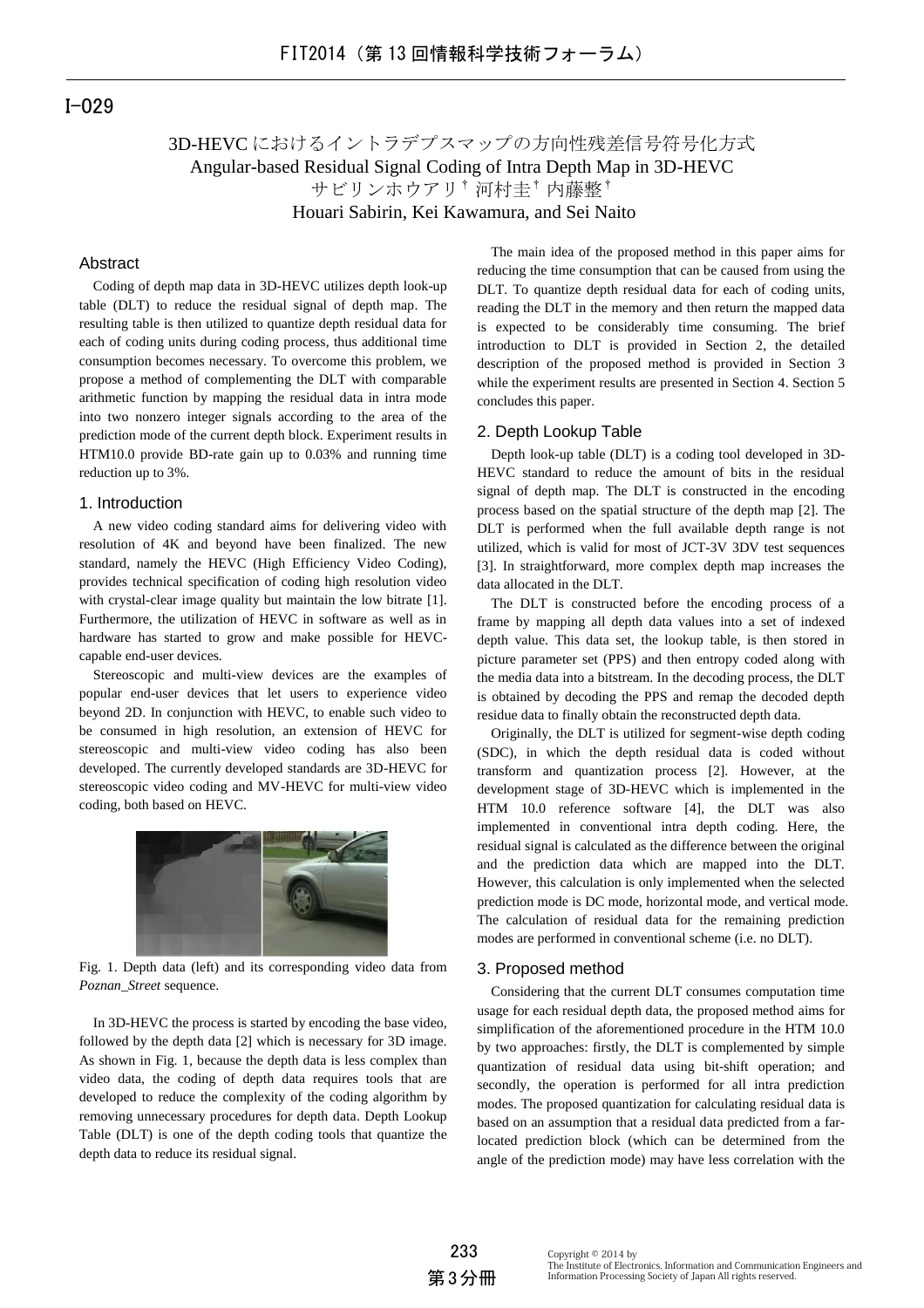I-029

# 3D-HEVC におけるイントラデプスマップの方向性残差信号符号化方式

# Angular-based Residual Signal Coding of Intra Depth Map in 3D-HEVC

サビリンホウアリ† 河村圭† 内藤整†

Houari Sabirin, Kei Kawamura, and Sei Naito

## Abstract

Coding of depth map data in 3D-HEVC utilizes depth look-up table (DLT) to reduce the residual signal of depth map. The resulting table is then utilized to quantize depth residual data for each of coding units during coding process, thus additional time consumption becomes necessary. To overcome this problem, we propose a method of complementing the DLT with comparable arithmetic function by mapping the residual data in intra mode into two nonzero integer signals according to the area of the prediction mode of the current depth block. Experiment results in HTM10.0 provide BD-rate gain up to 0.03% and running time reduction up to 3%.

## 1. Introduction

A new video coding standard aims for delivering video with resolution of 4K and beyond have been finalized. The new standard, namely the HEVC (High Efficiency Video Coding), provides technical specification of coding high resolution video with crystal-clear image quality but maintain the low bitrate [1]. Furthermore, the utilization of HEVC in software as well as in hardware has started to grow and make possible for HEVC-capable end-user devices.

Stereoscopic and multi-view devices are the examples of popular end-user devices that let users to experience video beyond 2D. In conjunction with HEVC, to enable such video to be consumed in high resolution, an extension of HEVC for stereoscopic and multi-view video coding has also been developed. The currently developed standards are 3D-HEVC for stereoscopic video coding and MV-HEVC for multi-view video coding, both based on HEVC.

Fig. 1. Depth data (left) and its corresponding video data from *Poznan_Street* sequence.

In 3D-HEVC the process is started by encoding the base video, followed by the depth data [2] which is necessary for 3D image. As shown in Fig. 1, because the depth data is less complex than video data, the coding of depth data requires tools that are developed to reduce the complexity of the coding algorithm by removing unnecessary procedures for depth data. Depth Lookup Table (DLT) is one of the depth coding tools that quantize the depth data to reduce its residual signal.

The main idea of the proposed method in this paper aims for reducing the time consumption that can be caused from using the DLT. To quantize depth residual data for each of coding units, reading the DLT in the memory and then return the mapped data is expected to be considerably time consuming. The brief introduction to DLT is provided in Section 2, the detailed description of the proposed method is provided in Section 3 while the experiment results are presented in Section 4. Section 5 concludes this paper.

## 2. Depth Lookup Table

Depth look-up table (DLT) is a coding tool developed in 3D-HEVC standard to reduce the amount of bits in the residual signal of depth map. The DLT is constructed in the encoding process based on the spatial structure of the depth map [2]. The DLT is performed when the full available depth range is not utilized, which is valid for most of JCT-3V 3DV test sequences [3]. In straightforward, more complex depth map increases the data allocated in the DLT.

The DLT is constructed before the encoding process of a frame by mapping all depth data values into a set of indexed depth value. This data set, the lookup table, is then stored in picture parameter set (PPS) and then entropy coded along with the media data into a bitstream. In the decoding process, the DLT is obtained by decoding the PPS and remap the decoded depth residue data to finally obtain the reconstructed depth data.

Originally, the DLT is utilized for segment-wise depth coding (SDC), in which the depth residual data is coded without transform and quantization process [2]. However, at the development stage of 3D-HEVC which is implemented in the HTM 10.0 reference software [4], the DLT was also implemented in conventional intra depth coding. Here, the residual signal is calculated as the difference between the original and the prediction data which are mapped into the DLT. However, this calculation is only implemented when the selected prediction mode is DC mode, horizontal mode, and vertical mode. The calculation of residual data for the remaining prediction modes are performed in conventional scheme (i.e. no DLT).

## 3. Proposed method

Considering that the current DLT consumes computation time usage for each residual depth data, the proposed method aims for simplification of the aforementioned procedure in the HTM 10.0 by two approaches: firstly, the DLT is complemented by simple quantization of residual data using bit-shift operation; and secondly, the operation is performed for all intra prediction modes. The proposed quantization for calculating residual data is based on an assumption that a residual data predicted from a far-located prediction block (which can be determined from the angle of the prediction mode) may have less correlation with the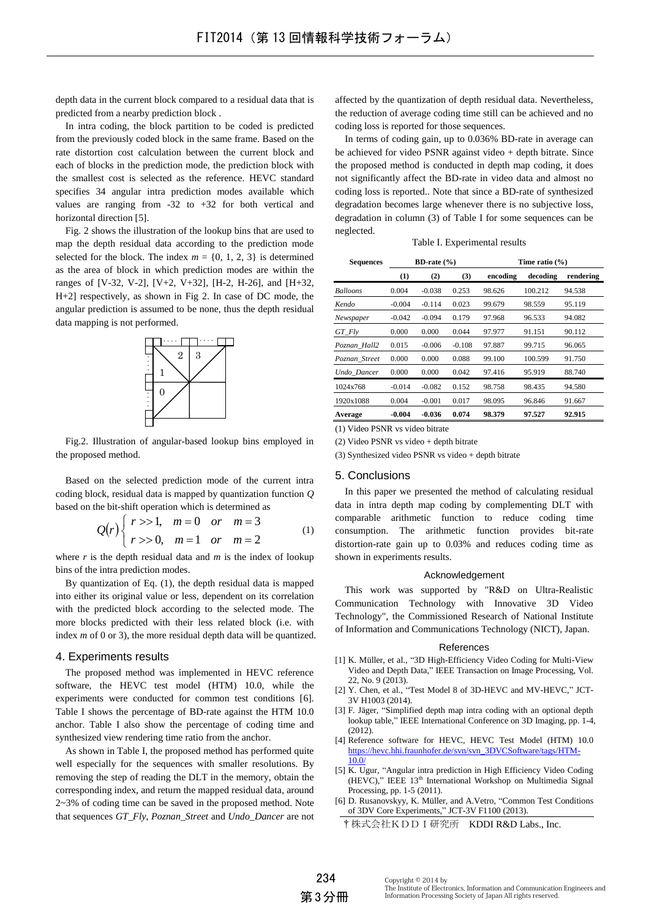depth data in the current block compared to a residual data that is predicted from a nearby prediction block .

In intra coding, the block partition to be coded is predicted from the previously coded block in the same frame. Based on the rate distortion cost calculation between the current block and each of blocks in the prediction mode, the prediction block with the smallest cost is selected as the reference. HEVC standard specifies 34 angular intra prediction modes available which values are ranging from -32 to +32 for both vertical and horizontal direction [5].

Fig. 2 shows the illustration of the lookup bins that are used to map the depth residual data according to the prediction mode selected for the block. The index $m$ = {0, 1, 2, 3} is determined as the area of block in which prediction modes are within the ranges of [V-32, V-2], [V+2, V+32], [H-2, H-26], and [H+32, H+2] respectively, as shown in Fig 2. In case of DC mode, the angular prediction is assumed to be none, thus the depth residual data mapping is not performed.

2
3
1
0

Fig.2. Illustration of angular-based lookup bins employed in the proposed method.

Based on the selected prediction mode of the current intra coding block, residual data is mapped by quantization function $Q$ based on the bit-shift operation which is determined as

$$Q(r)\begin{cases} r >> 1, & m = 0 \quad or \quad m = 3 \\ r >> 0, & m = 1 \quad or \quad m = 2 \end{cases} \tag{1}$$

where $r$ is the depth residual data and $m$ is the index of lookup bins of the intra prediction modes.

By quantization of Eq. (1), the depth residual data is mapped into either its original value or less, dependent on its correlation with the predicted block according to the selected mode. The more blocks predicted with their less related block (i.e. with index $m$ of 0 or 3), the more residual depth data will be quantized.

## 4. Experiments results

The proposed method was implemented in HEVC reference software, the HEVC test model (HTM) 10.0, while the experiments were conducted for common test conditions [6]. Table I shows the percentage of BD-rate against the HTM 10.0 anchor. Table I also show the percentage of coding time and synthesized view rendering time ratio from the anchor.

As shown in Table I, the proposed method has performed quite well especially for the sequences with smaller resolutions. By removing the step of reading the DLT in the memory, obtain the corresponding index, and return the mapped residual data, around 2~3% of coding time can be saved in the proposed method. Note that sequences *GT_Fly*, *Poznan_Street* and *Undo_Dancer* are not affected by the quantization of depth residual data. Nevertheless, the reduction of average coding time still can be achieved and no coding loss is reported for those sequences.

In terms of coding gain, up to 0.036% BD-rate in average can be achieved for video PSNR against video + depth bitrate. Since the proposed method is conducted in depth map coding, it does not significantly affect the BD-rate in video data and almost no coding loss is reported.. Note that since a BD-rate of synthesized degradation becomes large whenever there is no subjective loss, degradation in column (3) of Table I for some sequences can be neglected.

Table I. Experimental results

| Sequences | BD-rate (%) | | | Time ratio (%) | | |
|---|---|---|---|---|---|---|
| | (1) | (2) | (3) | encoding | decoding | rendering |
| *Balloons* | 0.004 | -0.038 | 0.253 | 98.626 | 100.212 | 94.538 |
| *Kendo* | -0.004 | -0.114 | 0.023 | 99.679 | 98.559 | 95.119 |
| *Newspaper* | -0.042 | -0.094 | 0.179 | 97.968 | 96.533 | 94.082 |
| *GT_Fly* | 0.000 | 0.000 | 0.044 | 97.977 | 91.151 | 90.112 |
| *Poznan_Hall2* | 0.015 | -0.006 | -0.108 | 97.887 | 99.715 | 96.065 |
| *Poznan_Street* | 0.000 | 0.000 | 0.088 | 99.100 | 100.599 | 91.750 |
| *Undo_Dancer* | 0.000 | 0.000 | 0.042 | 97.416 | 95.919 | 88.740 |
| 1024x768 | -0.014 | -0.082 | 0.152 | 98.758 | 98.435 | 94.580 |
| 1920x1088 | 0.004 | -0.001 | 0.017 | 98.095 | 96.846 | 91.667 |
| **Average** | **-0.004** | **-0.036** | **0.074** | **98.379** | **97.527** | **92.915** |

(1) Video PSNR vs video bitrate

(2) Video PSNR vs video + depth bitrate

(3) Synthesized video PSNR vs video + depth bitrate

## 5. Conclusions

In this paper we presented the method of calculating residual data in intra depth map coding by complementing DLT with comparable arithmetic function to reduce coding time consumption. The arithmetic function provides bit-rate distortion-rate gain up to 0.03% and reduces coding time as shown in experiments results.

### Acknowledgement

This work was supported by "R&D on Ultra-Realistic Communication Technology with Innovative 3D Video Technology", the Commissioned Research of National Institute of Information and Communications Technology (NICT), Japan.

### References

[1] K. Müller, et al., "3D High-Efficiency Video Coding for Multi-View Video and Depth Data," IEEE Transaction on Image Processing, Vol. 22, No. 9 (2013).

[2] Y. Chen, et al., "Test Model 8 of 3D-HEVC and MV-HEVC," JCT-3V H1003 (2014).

[3] F. Jäger, "Simplified depth map intra coding with an optional depth lookup table," IEEE International Conference on 3D Imaging, pp. 1-4, (2012).

[4] Reference software for HEVC, HEVC Test Model (HTM) 10.0 https://hevc.hhi.fraunhofer.de/svn/svn_3DVCSoftware/tags/HTM-10.0/

[5] K. Ugur, "Angular intra prediction in High Efficiency Video Coding (HEVC)," IEEE 13th International Workshop on Multimedia Signal Processing, pp. 1-5 (2011).

[6] D. Rusanovskyy, K. Müller, and A.Vetro, "Common Test Conditions of 3DV Core Experiments," JCT-3V F1100 (2013).

†株式会社ＫＤＤＩ研究所　KDDI R&D Labs., Inc.